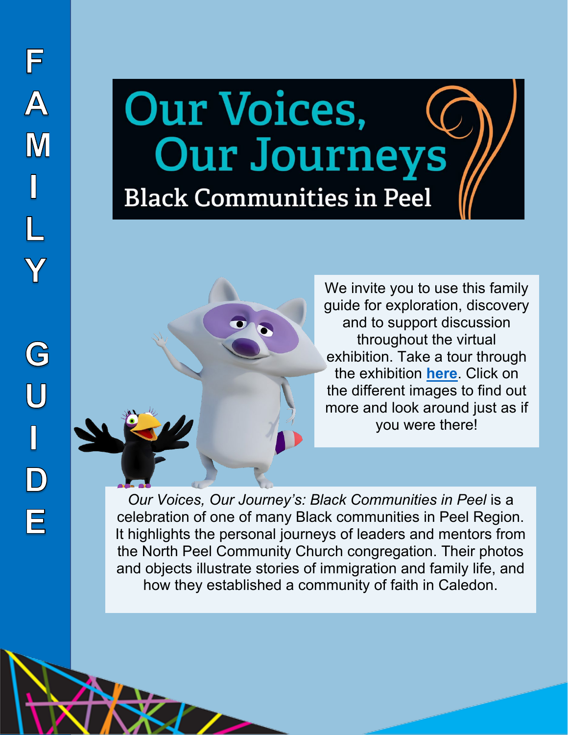FAMILY GUIDE

# Our Voices, Our Journeys

## Black Communities in Peel

We invite you to use this family guide for exploration, discovery and to support discussion throughout the virtual exhibition. Take a tour through the exhibition **here**. Click on the different images to find out more and look around just as if you were there!

*Our Voices, Our Journey's: Black Communities in Peel* is a celebration of one of many Black communities in Peel Region. It highlights the personal journeys of leaders and mentors from the North Peel Community Church congregation. Their photos and objects illustrate stories of immigration and family life, and how they established a community of faith in Caledon.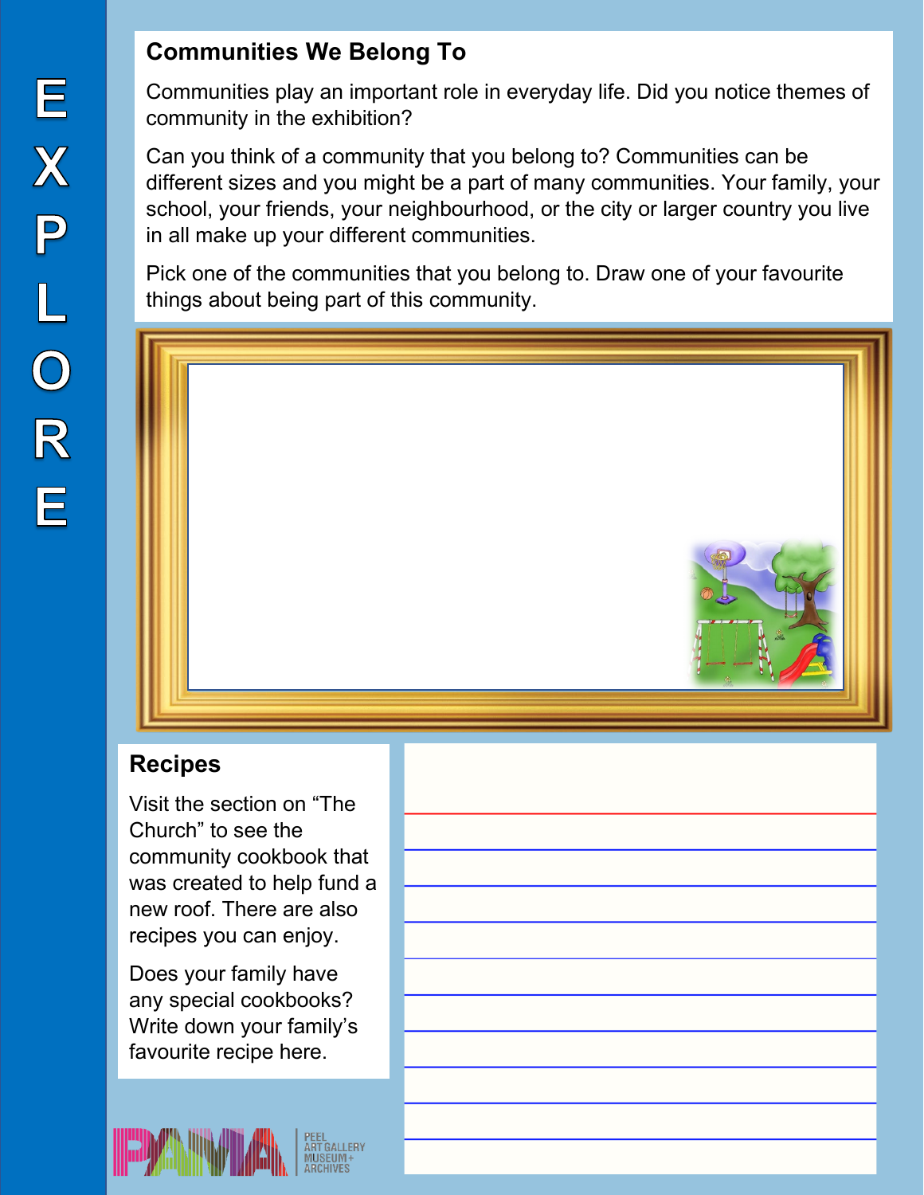EXPLORE

## Communities We Belong To

Communities play an important role in everyday life. Did you notice themes of community in the exhibition?

Can you think of a community that you belong to? Communities can be different sizes and you might be a part of many communities. Your family, your school, your friends, your neighbourhood, or the city or larger country you live in all make up your different communities.

Pick one of the communities that you belong to. Draw one of your favourite things about being part of this community.

## Recipes

Visit the section on "The Church" to see the community cookbook that was created to help fund a new roof. There are also recipes you can enjoy.

Does your family have any special cookbooks? Write down your family's favourite recipe here.

PAMA PEEL ART GALLERY MUSEUM + ARCHIVES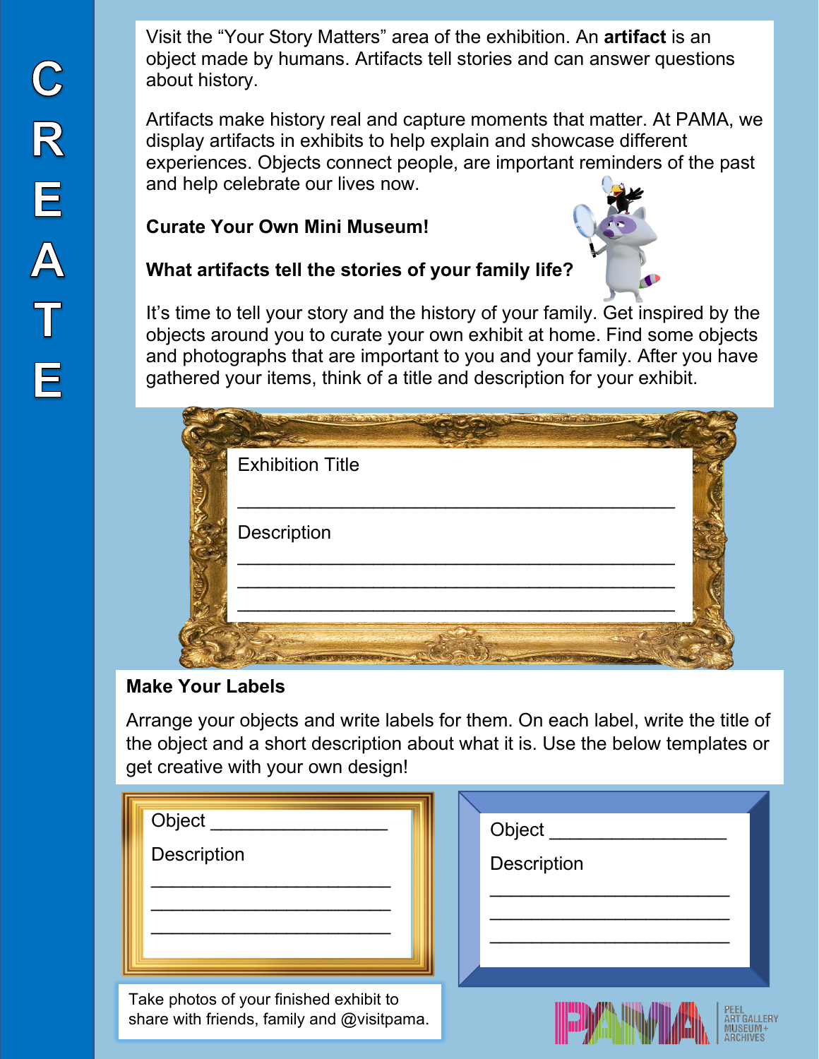# CREATE

Visit the "Your Story Matters" area of the exhibition. An **artifact** is an object made by humans. Artifacts tell stories and can answer questions about history.

Artifacts make history real and capture moments that matter. At PAMA, we display artifacts in exhibits to help explain and showcase different experiences. Objects connect people, are important reminders of the past and help celebrate our lives now.

**Curate Your Own Mini Museum!**

**What artifacts tell the stories of your family life?**

It's time to tell your story and the history of your family. Get inspired by the objects around you to curate your own exhibit at home. Find some objects and photographs that are important to you and your family. After you have gathered your items, think of a title and description for your exhibit.

Exhibition Title

___________________________________________

Description

___________________________________________
___________________________________________
___________________________________________

**Make Your Labels**

Arrange your objects and write labels for them. On each label, write the title of the object and a short description about what it is. Use the below templates or get creative with your own design!

Object ___________________

Description

________________________
________________________
________________________

Object ___________________

Description

________________________
________________________
________________________

Take photos of your finished exhibit to share with friends, family and @visitpama.

PAMA PEEL ART GALLERY MUSEUM + ARCHIVES